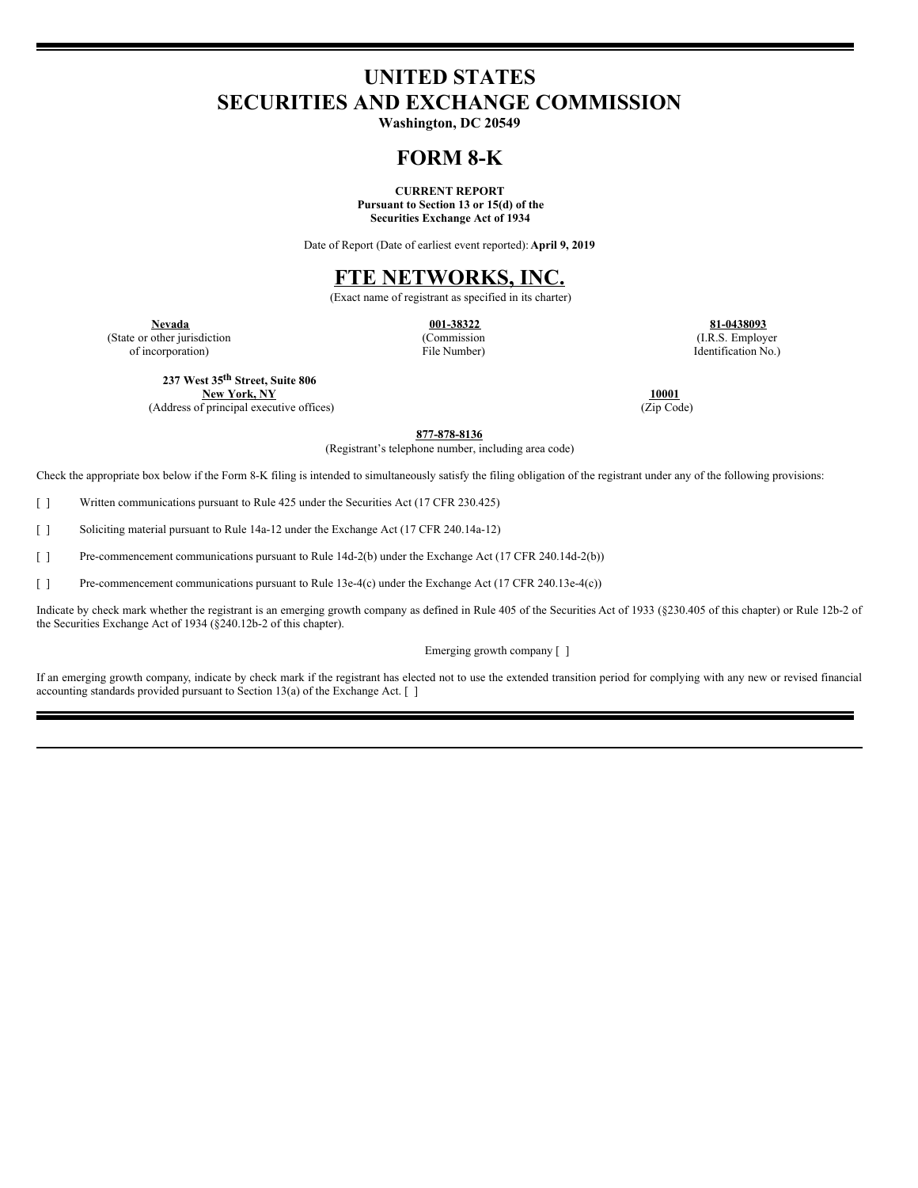# UNITED STATES
# SECURITIES AND EXCHANGE COMMISSION

**Washington, DC 20549**

# FORM 8-K

**CURRENT REPORT**
**Pursuant to Section 13 or 15(d) of the**
**Securities Exchange Act of 1934**

Date of Report (Date of earliest event reported): **April 9, 2019**

# FTE NETWORKS, INC.

(Exact name of registrant as specified in its charter)

| **Nevada** | **001-38322** | **81-0438093** |
|---|---|---|
| (State or other jurisdiction of incorporation) | (Commission File Number) | (I.R.S. Employer Identification No.) |

| **237 West 35th Street, Suite 806** **New York, NY** | **10001** |
|---|---|
| (Address of principal executive offices) | (Zip Code) |

**877-878-8136**
(Registrant's telephone number, including area code)

Check the appropriate box below if the Form 8-K filing is intended to simultaneously satisfy the filing obligation of the registrant under any of the following provisions:

[ ] Written communications pursuant to Rule 425 under the Securities Act (17 CFR 230.425)

[ ] Soliciting material pursuant to Rule 14a-12 under the Exchange Act (17 CFR 240.14a-12)

[ ] Pre-commencement communications pursuant to Rule 14d-2(b) under the Exchange Act (17 CFR 240.14d-2(b))

[ ] Pre-commencement communications pursuant to Rule 13e-4(c) under the Exchange Act (17 CFR 240.13e-4(c))

Indicate by check mark whether the registrant is an emerging growth company as defined in Rule 405 of the Securities Act of 1933 (§230.405 of this chapter) or Rule 12b-2 of the Securities Exchange Act of 1934 (§240.12b-2 of this chapter).

Emerging growth company [ ]

If an emerging growth company, indicate by check mark if the registrant has elected not to use the extended transition period for complying with any new or revised financial accounting standards provided pursuant to Section 13(a) of the Exchange Act. [ ]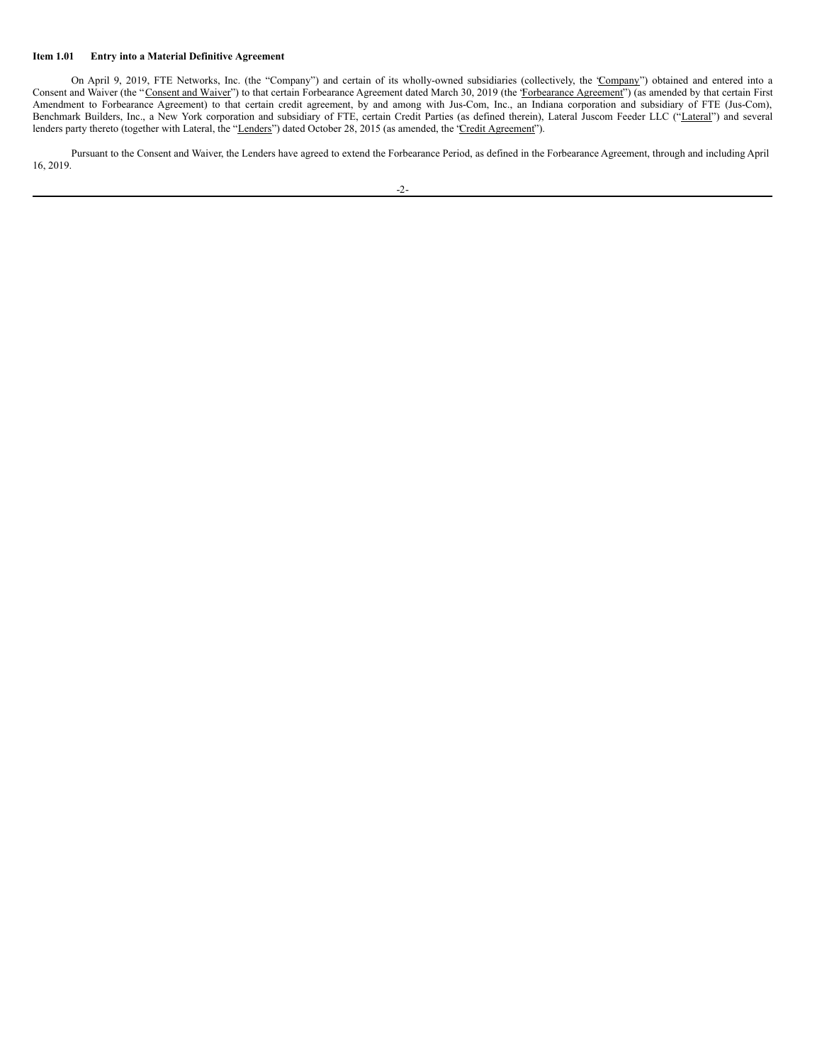**Item 1.01 Entry into a Material Definitive Agreement**

On April 9, 2019, FTE Networks, Inc. (the "Company") and certain of its wholly-owned subsidiaries (collectively, the "Company") obtained and entered into a Consent and Waiver (the "Consent and Waiver") to that certain Forbearance Agreement dated March 30, 2019 (the "Forbearance Agreement") (as amended by that certain First Amendment to Forbearance Agreement) to that certain credit agreement, by and among with Jus-Com, Inc., an Indiana corporation and subsidiary of FTE (Jus-Com), Benchmark Builders, Inc., a New York corporation and subsidiary of FTE, certain Credit Parties (as defined therein), Lateral Juscom Feeder LLC ("Lateral") and several lenders party thereto (together with Lateral, the "Lenders") dated October 28, 2015 (as amended, the "Credit Agreement").

Pursuant to the Consent and Waiver, the Lenders have agreed to extend the Forbearance Period, as defined in the Forbearance Agreement, through and including April 16, 2019.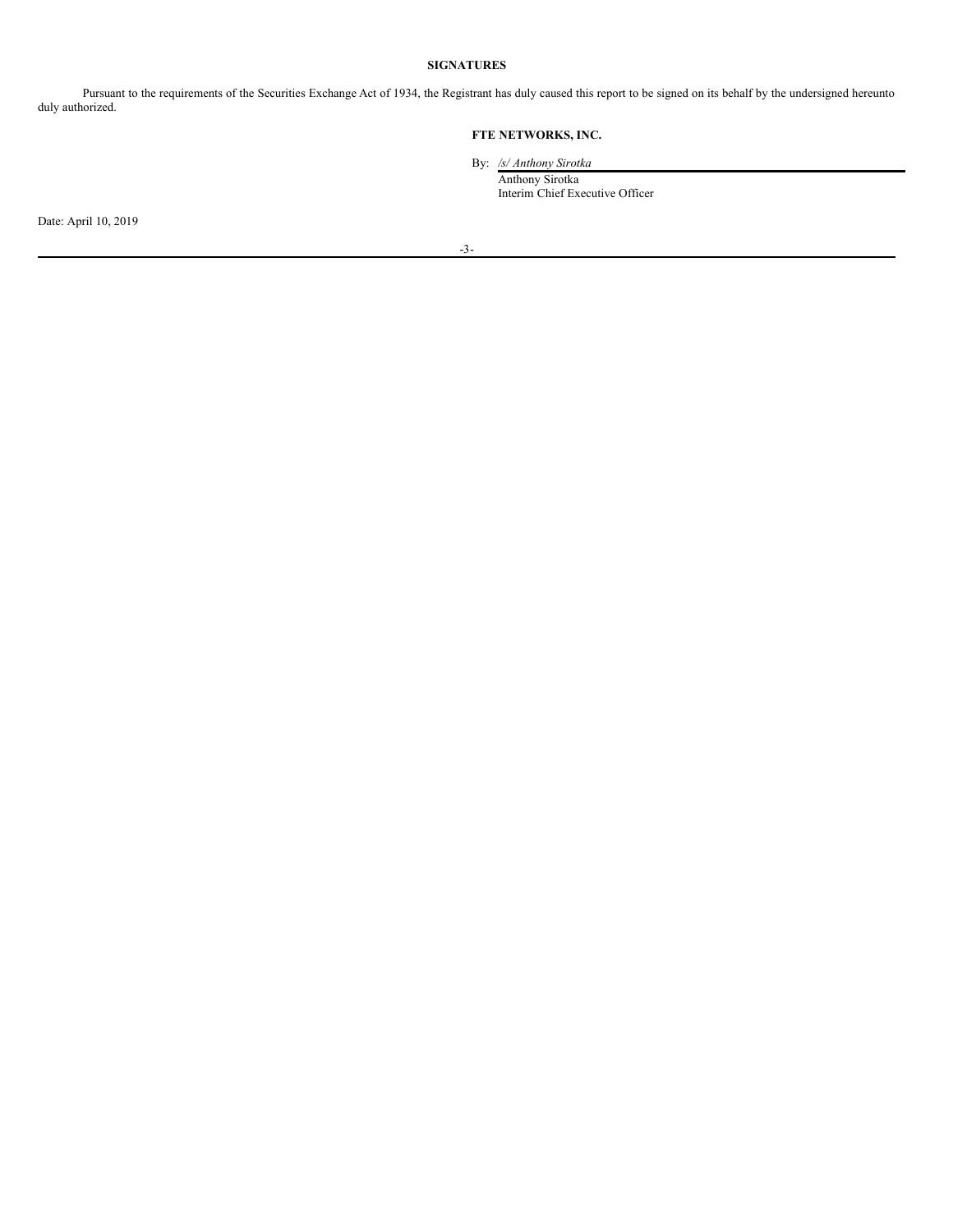**SIGNATURES**

Pursuant to the requirements of the Securities Exchange Act of 1934, the Registrant has duly caused this report to be signed on its behalf by the undersigned hereunto duly authorized.

**FTE NETWORKS, INC.**

By: */s/ Anthony Sirotka*
Anthony Sirotka
Interim Chief Executive Officer

Date: April 10, 2019